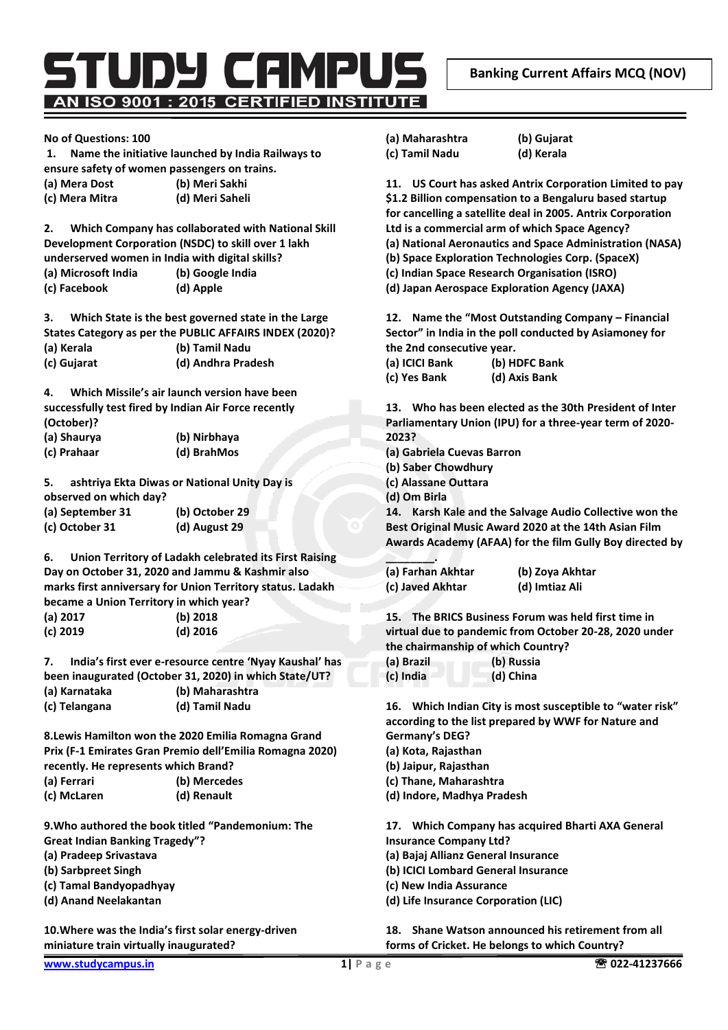# STUDY CAMPUS

**AN ISO 9001 : 2015 CERTIFIED INSTITUTE**

**Banking Current Affairs MCQ (NOV)**

**No of Questions: 100**

**1. Name the initiative launched by India Railways to ensure safety of women passengers on trains.**
(a) Mera Dost (b) Meri Sakhi
(c) Mera Mitra (d) Meri Saheli

**2. Which Company has collaborated with National Skill Development Corporation (NSDC) to skill over 1 lakh underserved women in India with digital skills?**
(a) Microsoft India (b) Google India
(c) Facebook (d) Apple

**3. Which State is the best governed state in the Large States Category as per the PUBLIC AFFAIRS INDEX (2020)?**
(a) Kerala (b) Tamil Nadu
(c) Gujarat (d) Andhra Pradesh

**4. Which Missile's air launch version have been successfully test fired by Indian Air Force recently (October)?**
(a) Shaurya (b) Nirbhaya
(c) Prahaar (d) BrahMos

**5. ashtriya Ekta Diwas or National Unity Day is observed on which day?**
(a) September 31 (b) October 29
(c) October 31 (d) August 29

**6. Union Territory of Ladakh celebrated its First Raising Day on October 31, 2020 and Jammu & Kashmir also marks first anniversary for Union Territory status. Ladakh became a Union Territory in which year?**
(a) 2017 (b) 2018
(c) 2019 (d) 2016

**7. India's first ever e-resource centre 'Nyay Kaushal' has been inaugurated (October 31, 2020) in which State/UT?**
(a) Karnataka (b) Maharashtra
(c) Telangana (d) Tamil Nadu

**8. Lewis Hamilton won the 2020 Emilia Romagna Grand Prix (F-1 Emirates Gran Premio dell'Emilia Romagna 2020) recently. He represents which Brand?**
(a) Ferrari (b) Mercedes
(c) McLaren (d) Renault

**9. Who authored the book titled "Pandemonium: The Great Indian Banking Tragedy"?**
(a) Pradeep Srivastava
(b) Sarbpreet Singh
(c) Tamal Bandyopadhyay
(d) Anand Neelakantan

**10. Where was the India's first solar energy-driven miniature train virtually inaugurated?**
(a) Maharashtra (b) Gujarat
(c) Tamil Nadu (d) Kerala

**11. US Court has asked Antrix Corporation Limited to pay $1.2 Billion compensation to a Bengaluru based startup for cancelling a satellite deal in 2005. Antrix Corporation Ltd is a commercial arm of which Space Agency?**
(a) National Aeronautics and Space Administration (NASA)
(b) Space Exploration Technologies Corp. (SpaceX)
(c) Indian Space Research Organisation (ISRO)
(d) Japan Aerospace Exploration Agency (JAXA)

**12. Name the "Most Outstanding Company – Financial Sector" in India in the poll conducted by Asiamoney for the 2nd consecutive year.**
(a) ICICI Bank (b) HDFC Bank
(c) Yes Bank (d) Axis Bank

**13. Who has been elected as the 30th President of Inter Parliamentary Union (IPU) for a three-year term of 2020-2023?**
(a) Gabriela Cuevas Barron
(b) Saber Chowdhury
(c) Alassane Outtara
(d) Om Birla

**14. Karsh Kale and the Salvage Audio Collective won the Best Original Music Award 2020 at the 14th Asian Film Awards Academy (AFAA) for the film Gully Boy directed by ________.**
(a) Farhan Akhtar (b) Zoya Akhtar
(c) Javed Akhtar (d) Imtiaz Ali

**15. The BRICS Business Forum was held first time in virtual due to pandemic from October 20-28, 2020 under the chairmanship of which Country?**
(a) Brazil (b) Russia
(c) India (d) China

**16. Which Indian City is most susceptible to "water risk" according to the list prepared by WWF for Nature and Germany's DEG?**
(a) Kota, Rajasthan
(b) Jaipur, Rajasthan
(c) Thane, Maharashtra
(d) Indore, Madhya Pradesh

**17. Which Company has acquired Bharti AXA General Insurance Company Ltd?**
(a) Bajaj Allianz General Insurance
(b) ICICI Lombard General Insurance
(c) New India Assurance
(d) Life Insurance Corporation (LIC)

**18. Shane Watson announced his retirement from all forms of Cricket. He belongs to which Country?**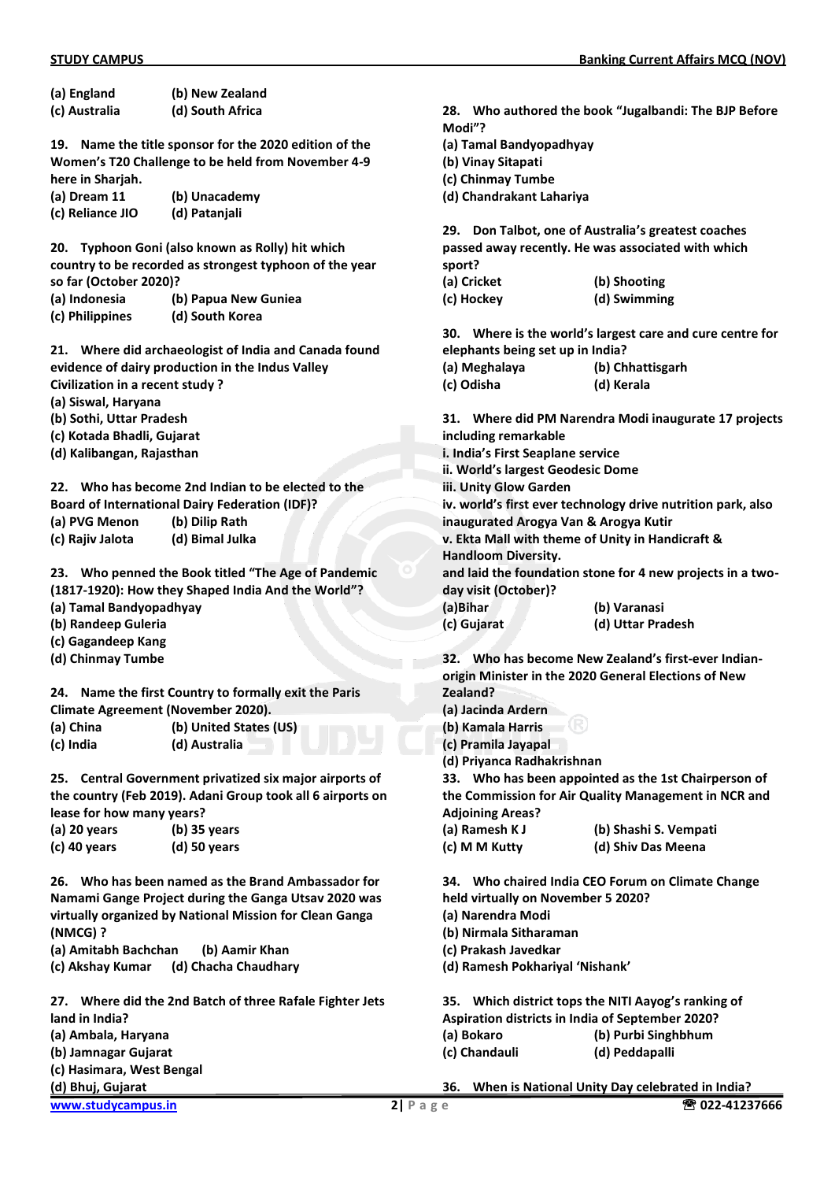**(a) England** **(b) New Zealand**
**(c) Australia** **(d) South Africa**

**19. Name the title sponsor for the 2020 edition of the Women's T20 Challenge to be held from November 4-9 here in Sharjah.**
**(a) Dream 11** **(b) Unacademy**
**(c) Reliance JIO** **(d) Patanjali**

**20. Typhoon Goni (also known as Rolly) hit which country to be recorded as strongest typhoon of the year so far (October 2020)?**
**(a) Indonesia** **(b) Papua New Guniea**
**(c) Philippines** **(d) South Korea**

**21. Where did archaeologist of India and Canada found evidence of dairy production in the Indus Valley Civilization in a recent study ?**
**(a) Siswal, Haryana**
**(b) Sothi, Uttar Pradesh**
**(c) Kotada Bhadli, Gujarat**
**(d) Kalibangan, Rajasthan**

**22. Who has become 2nd Indian to be elected to the Board of International Dairy Federation (IDF)?**
**(a) PVG Menon** **(b) Dilip Rath**
**(c) Rajiv Jalota** **(d) Bimal Julka**

**23. Who penned the Book titled "The Age of Pandemic (1817-1920): How they Shaped India And the World"?**
**(a) Tamal Bandyopadhyay**
**(b) Randeep Guleria**
**(c) Gagandeep Kang**
**(d) Chinmay Tumbe**

**24. Name the first Country to formally exit the Paris Climate Agreement (November 2020).**
**(a) China** **(b) United States (US)**
**(c) India** **(d) Australia**

**25. Central Government privatized six major airports of the country (Feb 2019). Adani Group took all 6 airports on lease for how many years?**
**(a) 20 years** **(b) 35 years**
**(c) 40 years** **(d) 50 years**

**26. Who has been named as the Brand Ambassador for Namami Gange Project during the Ganga Utsav 2020 was virtually organized by National Mission for Clean Ganga (NMCG) ?**
**(a) Amitabh Bachchan** **(b) Aamir Khan**
**(c) Akshay Kumar** **(d) Chacha Chaudhary**

**27. Where did the 2nd Batch of three Rafale Fighter Jets land in India?**
**(a) Ambala, Haryana**
**(b) Jamnagar Gujarat**
**(c) Hasimara, West Bengal**
**(d) Bhuj, Gujarat**

**28. Who authored the book "Jugalbandi: The BJP Before Modi"?**
**(a) Tamal Bandyopadhyay**
**(b) Vinay Sitapati**
**(c) Chinmay Tumbe**
**(d) Chandrakant Lahariya**

**29. Don Talbot, one of Australia's greatest coaches passed away recently. He was associated with which sport?**
**(a) Cricket** **(b) Shooting**
**(c) Hockey** **(d) Swimming**

**30. Where is the world's largest care and cure centre for elephants being set up in India?**
**(a) Meghalaya** **(b) Chhattisgarh**
**(c) Odisha** **(d) Kerala**

**31. Where did PM Narendra Modi inaugurate 17 projects including remarkable**
**i. India's First Seaplane service**
**ii. World's largest Geodesic Dome**
**iii. Unity Glow Garden**
**iv. world's first ever technology drive nutrition park, also inaugurated Arogya Van & Arogya Kutir**
**v. Ekta Mall with theme of Unity in Handicraft & Handloom Diversity.**
**and laid the foundation stone for 4 new projects in a two-day visit (October)?**
**(a)Bihar** **(b) Varanasi**
**(c) Gujarat** **(d) Uttar Pradesh**

**32. Who has become New Zealand's first-ever Indian-origin Minister in the 2020 General Elections of New Zealand?**
**(a) Jacinda Ardern**
**(b) Kamala Harris**
**(c) Pramila Jayapal**
**(d) Priyanca Radhakrishnan**

**33. Who has been appointed as the 1st Chairperson of the Commission for Air Quality Management in NCR and Adjoining Areas?**
**(a) Ramesh K J** **(b) Shashi S. Vempati**
**(c) M M Kutty** **(d) Shiv Das Meena**

**34. Who chaired India CEO Forum on Climate Change held virtually on November 5 2020?**
**(a) Narendra Modi**
**(b) Nirmala Sitharaman**
**(c) Prakash Javedkar**
**(d) Ramesh Pokhariyal 'Nishank'**

**35. Which district tops the NITI Aayog's ranking of Aspiration districts in India of September 2020?**
**(a) Bokaro** **(b) Purbi Singhbhum**
**(c) Chandauli** **(d) Peddapalli**

**36. When is National Unity Day celebrated in India?**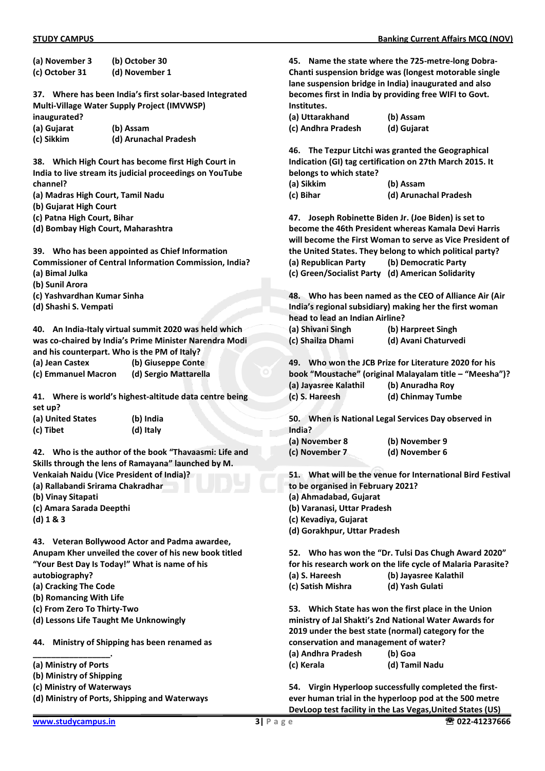(a) November 3 (b) October 30
(c) October 31 (d) November 1

**37. Where has been India's first solar-based Integrated Multi-Village Water Supply Project (IMVWSP) inaugurated?**
(a) Gujarat (b) Assam
(c) Sikkim (d) Arunachal Pradesh

**38. Which High Court has become first High Court in India to live stream its judicial proceedings on YouTube channel?**
(a) Madras High Court, Tamil Nadu
(b) Gujarat High Court
(c) Patna High Court, Bihar
(d) Bombay High Court, Maharashtra

**39. Who has been appointed as Chief Information Commissioner of Central Information Commission, India?**
(a) Bimal Julka
(b) Sunil Arora
(c) Yashvardhan Kumar Sinha
(d) Shashi S. Vempati

**40. An India-Italy virtual summit 2020 was held which was co-chaired by India's Prime Minister Narendra Modi and his counterpart. Who is the PM of Italy?**
(a) Jean Castex (b) Giuseppe Conte
(c) Emmanuel Macron (d) Sergio Mattarella

**41. Where is world's highest-altitude data centre being set up?**
(a) United States (b) India
(c) Tibet (d) Italy

**42. Who is the author of the book "Thavaasmi: Life and Skills through the lens of Ramayana" launched by M. Venkaiah Naidu (Vice President of India)?**
(a) Rallabandi Srirama Chakradhar
(b) Vinay Sitapati
(c) Amara Sarada Deepthi
(d) 1 & 3

**43. Veteran Bollywood Actor and Padma awardee, Anupam Kher unveiled the cover of his new book titled "Your Best Day Is Today!" What is name of his autobiography?**
(a) Cracking The Code
(b) Romancing With Life
(c) From Zero To Thirty-Two
(d) Lessons Life Taught Me Unknowingly

**44. Ministry of Shipping has been renamed as ________________.**
(a) Ministry of Ports
(b) Ministry of Shipping
(c) Ministry of Waterways
(d) Ministry of Ports, Shipping and Waterways

**45. Name the state where the 725-metre-long Dobra-Chanti suspension bridge was (longest motorable single lane suspension bridge in India) inaugurated and also becomes first in India by providing free WIFI to Govt. Institutes.**
(a) Uttarakhand (b) Assam
(c) Andhra Pradesh (d) Gujarat

**46. The Tezpur Litchi was granted the Geographical Indication (GI) tag certification on 27th March 2015. It belongs to which state?**
(a) Sikkim (b) Assam
(c) Bihar (d) Arunachal Pradesh

**47. Joseph Robinette Biden Jr. (Joe Biden) is set to become the 46th President whereas Kamala Devi Harris will become the First Woman to serve as Vice President of the United States. They belong to which political party?**
(a) Republican Party (b) Democratic Party
(c) Green/Socialist Party (d) American Solidarity

**48. Who has been named as the CEO of Alliance Air (Air India's regional subsidiary) making her the first woman head to lead an Indian Airline?**
(a) Shivani Singh (b) Harpreet Singh
(c) Shailza Dhami (d) Avani Chaturvedi

**49. Who won the JCB Prize for Literature 2020 for his book "Moustache" (original Malayalam title – "Meesha")?**
(a) Jayasree Kalathil (b) Anuradha Roy
(c) S. Hareesh (d) Chinmay Tumbe

**50. When is National Legal Services Day observed in India?**
(a) November 8 (b) November 9
(c) November 7 (d) November 6

**51. What will be the venue for International Bird Festival to be organised in February 2021?**
(a) Ahmadabad, Gujarat
(b) Varanasi, Uttar Pradesh
(c) Kevadiya, Gujarat
(d) Gorakhpur, Uttar Pradesh

**52. Who has won the "Dr. Tulsi Das Chugh Award 2020" for his research work on the life cycle of Malaria Parasite?**
(a) S. Hareesh (b) Jayasree Kalathil
(c) Satish Mishra (d) Yash Gulati

**53. Which State has won the first place in the Union ministry of Jal Shakti's 2nd National Water Awards for 2019 under the best state (normal) category for the conservation and management of water?**
(a) Andhra Pradesh (b) Goa
(c) Kerala (d) Tamil Nadu

**54. Virgin Hyperloop successfully completed the first-ever human trial in the hyperloop pod at the 500 metre DevLoop test facility in the Las Vegas,United States (US)**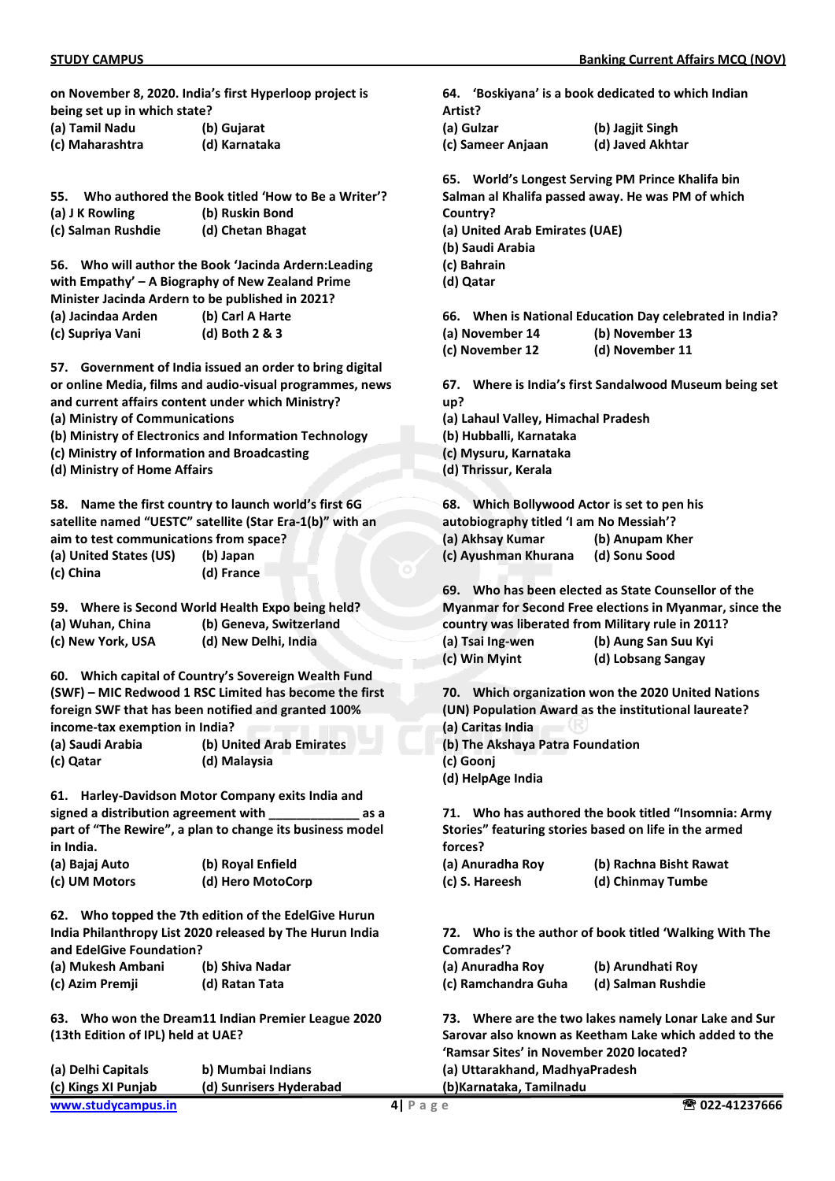on November 8, 2020. India's first Hyperloop project is being set up in which state?

(a) Tamil Nadu (b) Gujarat
(c) Maharashtra (d) Karnataka

**55. Who authored the Book titled 'How to Be a Writer'?**

(a) J K Rowling (b) Ruskin Bond
(c) Salman Rushdie (d) Chetan Bhagat

**56. Who will author the Book 'Jacinda Ardern:Leading with Empathy' – A Biography of New Zealand Prime Minister Jacinda Ardern to be published in 2021?**

(a) Jacindaa Arden (b) Carl A Harte
(c) Supriya Vani (d) Both 2 & 3

**57. Government of India issued an order to bring digital or online Media, films and audio-visual programmes, news and current affairs content under which Ministry?**

(a) Ministry of Communications
(b) Ministry of Electronics and Information Technology
(c) Ministry of Information and Broadcasting
(d) Ministry of Home Affairs

**58. Name the first country to launch world's first 6G satellite named "UESTC" satellite (Star Era-1(b)" with an aim to test communications from space?**

(a) United States (US) (b) Japan
(c) China (d) France

**59. Where is Second World Health Expo being held?**

(a) Wuhan, China (b) Geneva, Switzerland
(c) New York, USA (d) New Delhi, India

**60. Which capital of Country's Sovereign Wealth Fund (SWF) – MIC Redwood 1 RSC Limited has become the first foreign SWF that has been notified and granted 100% income-tax exemption in India?**

(a) Saudi Arabia (b) United Arab Emirates
(c) Qatar (d) Malaysia

**61. Harley-Davidson Motor Company exits India and signed a distribution agreement with _____________ as a part of "The Rewire", a plan to change its business model in India.**

(a) Bajaj Auto (b) Royal Enfield
(c) UM Motors (d) Hero MotoCorp

**62. Who topped the 7th edition of the EdelGive Hurun India Philanthropy List 2020 released by The Hurun India and EdelGive Foundation?**

(a) Mukesh Ambani (b) Shiva Nadar
(c) Azim Premji (d) Ratan Tata

**63. Who won the Dream11 Indian Premier League 2020 (13th Edition of IPL) held at UAE?**

(a) Delhi Capitals b) Mumbai Indians
(c) Kings XI Punjab (d) Sunrisers Hyderabad

**64. 'Boskiyana' is a book dedicated to which Indian Artist?**

(a) Gulzar (b) Jagjit Singh
(c) Sameer Anjaan (d) Javed Akhtar

**65. World's Longest Serving PM Prince Khalifa bin Salman al Khalifa passed away. He was PM of which Country?**

(a) United Arab Emirates (UAE)
(b) Saudi Arabia
(c) Bahrain
(d) Qatar

**66. When is National Education Day celebrated in India?**

(a) November 14 (b) November 13
(c) November 12 (d) November 11

**67. Where is India's first Sandalwood Museum being set up?**

(a) Lahaul Valley, Himachal Pradesh
(b) Hubballi, Karnataka
(c) Mysuru, Karnataka
(d) Thrissur, Kerala

**68. Which Bollywood Actor is set to pen his autobiography titled 'I am No Messiah'?**

(a) Akhsay Kumar (b) Anupam Kher
(c) Ayushman Khurana (d) Sonu Sood

**69. Who has been elected as State Counsellor of the Myanmar for Second Free elections in Myanmar, since the country was liberated from Military rule in 2011?**

(a) Tsai Ing-wen (b) Aung San Suu Kyi
(c) Win Myint (d) Lobsang Sangay

**70. Which organization won the 2020 United Nations (UN) Population Award as the institutional laureate?**

(a) Caritas India
(b) The Akshaya Patra Foundation
(c) Goonj
(d) HelpAge India

**71. Who has authored the book titled "Insomnia: Army Stories" featuring stories based on life in the armed forces?**

(a) Anuradha Roy (b) Rachna Bisht Rawat
(c) S. Hareesh (d) Chinmay Tumbe

**72. Who is the author of book titled 'Walking With The Comrades'?**

(a) Anuradha Roy (b) Arundhati Roy
(c) Ramchandra Guha (d) Salman Rushdie

**73. Where are the two lakes namely Lonar Lake and Sur Sarovar also known as Keetham Lake which added to the 'Ramsar Sites' in November 2020 located?**

(a) Uttarakhand, MadhyaPradesh
(b)Karnataka, Tamilnadu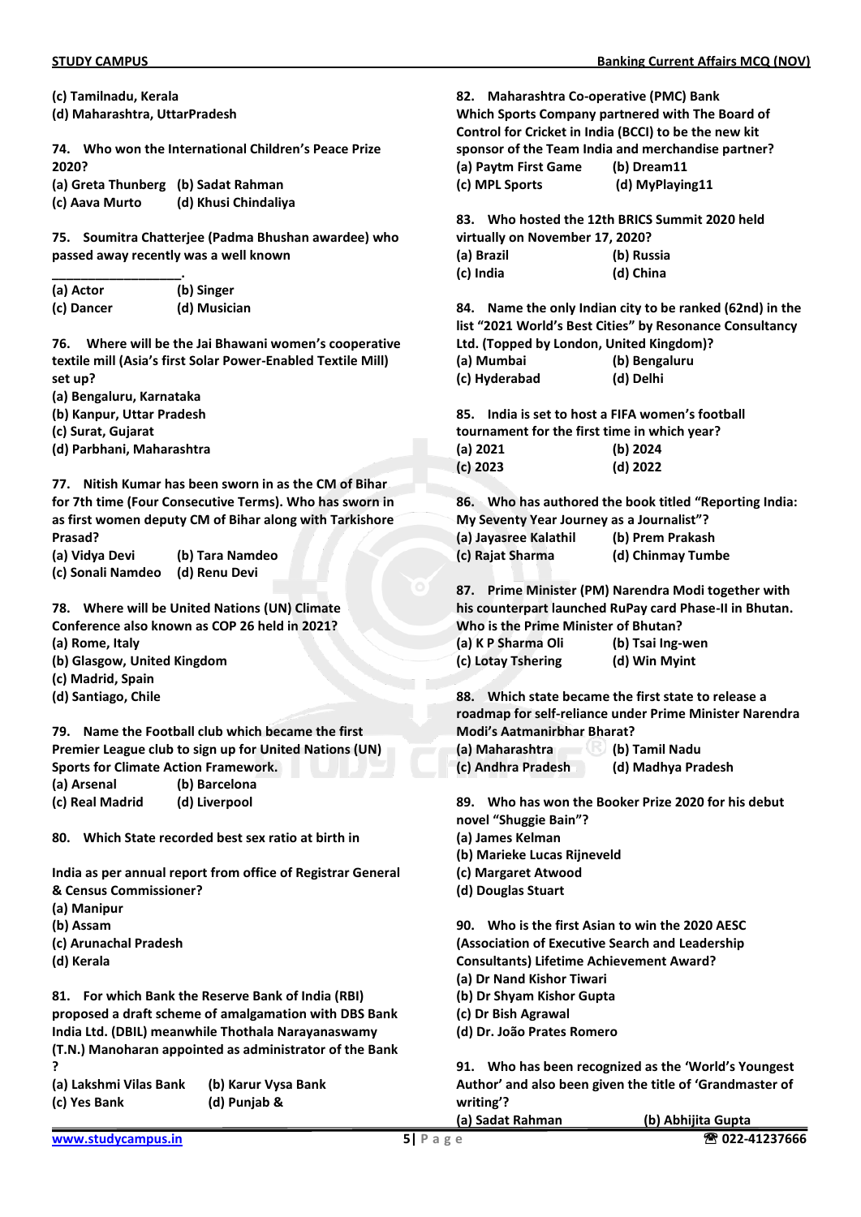(c) Tamilnadu, Kerala
(d) Maharashtra, UttarPradesh

**74. Who won the International Children's Peace Prize 2020?**
(a) Greta Thunberg (b) Sadat Rahman
(c) Aava Murto (d) Khusi Chindaliya

**75. Soumitra Chatterjee (Padma Bhushan awardee) who passed away recently was a well known ___________________.**
(a) Actor (b) Singer
(c) Dancer (d) Musician

**76. Where will be the Jai Bhawani women's cooperative textile mill (Asia's first Solar Power-Enabled Textile Mill) set up?**
(a) Bengaluru, Karnataka
(b) Kanpur, Uttar Pradesh
(c) Surat, Gujarat
(d) Parbhani, Maharashtra

**77. Nitish Kumar has been sworn in as the CM of Bihar for 7th time (Four Consecutive Terms). Who has sworn in as first women deputy CM of Bihar along with Tarkishore Prasad?**
(a) Vidya Devi (b) Tara Namdeo
(c) Sonali Namdeo (d) Renu Devi

**78. Where will be United Nations (UN) Climate Conference also known as COP 26 held in 2021?**
(a) Rome, Italy
(b) Glasgow, United Kingdom
(c) Madrid, Spain
(d) Santiago, Chile

**79. Name the Football club which became the first Premier League club to sign up for United Nations (UN) Sports for Climate Action Framework.**
(a) Arsenal (b) Barcelona
(c) Real Madrid (d) Liverpool

**80. Which State recorded best sex ratio at birth in India as per annual report from office of Registrar General & Census Commissioner?**
(a) Manipur
(b) Assam
(c) Arunachal Pradesh
(d) Kerala

**81. For which Bank the Reserve Bank of India (RBI) proposed a draft scheme of amalgamation with DBS Bank India Ltd. (DBIL) meanwhile Thothala Narayanaswamy (T.N.) Manoharan appointed as administrator of the Bank ?**
(a) Lakshmi Vilas Bank (b) Karur Vysa Bank
(c) Yes Bank (d) Punjab & Maharashtra Co-operative (PMC) Bank

**82. Which Sports Company partnered with The Board of Control for Cricket in India (BCCI) to be the new kit sponsor of the Team India and merchandise partner?**
(a) Paytm First Game (b) Dream11
(c) MPL Sports (d) MyPlaying11

**83. Who hosted the 12th BRICS Summit 2020 held virtually on November 17, 2020?**
(a) Brazil (b) Russia
(c) India (d) China

**84. Name the only Indian city to be ranked (62nd) in the list "2021 World's Best Cities" by Resonance Consultancy Ltd. (Topped by London, United Kingdom)?**
(a) Mumbai (b) Bengaluru
(c) Hyderabad (d) Delhi

**85. India is set to host a FIFA women's football tournament for the first time in which year?**
(a) 2021 (b) 2024
(c) 2023 (d) 2022

**86. Who has authored the book titled "Reporting India: My Seventy Year Journey as a Journalist"?**
(a) Jayasree Kalathil (b) Prem Prakash
(c) Rajat Sharma (d) Chinmay Tumbe

**87. Prime Minister (PM) Narendra Modi together with his counterpart launched RuPay card Phase-II in Bhutan. Who is the Prime Minister of Bhutan?**
(a) K P Sharma Oli (b) Tsai Ing-wen
(c) Lotay Tshering (d) Win Myint

**88. Which state became the first state to release a roadmap for self-reliance under Prime Minister Narendra Modi's Aatmanirbhar Bharat?**
(a) Maharashtra (b) Tamil Nadu
(c) Andhra Pradesh (d) Madhya Pradesh

**89. Who has won the Booker Prize 2020 for his debut novel "Shuggie Bain"?**
(a) James Kelman
(b) Marieke Lucas Rijneveld
(c) Margaret Atwood
(d) Douglas Stuart

**90. Who is the first Asian to win the 2020 AESC (Association of Executive Search and Leadership Consultants) Lifetime Achievement Award?**
(a) Dr Nand Kishor Tiwari
(b) Dr Shyam Kishor Gupta
(c) Dr Bish Agrawal
(d) Dr. João Prates Romero

**91. Who has been recognized as the 'World's Youngest Author' and also been given the title of 'Grandmaster of writing'?**
(a) Sadat Rahman (b) Abhijita Gupta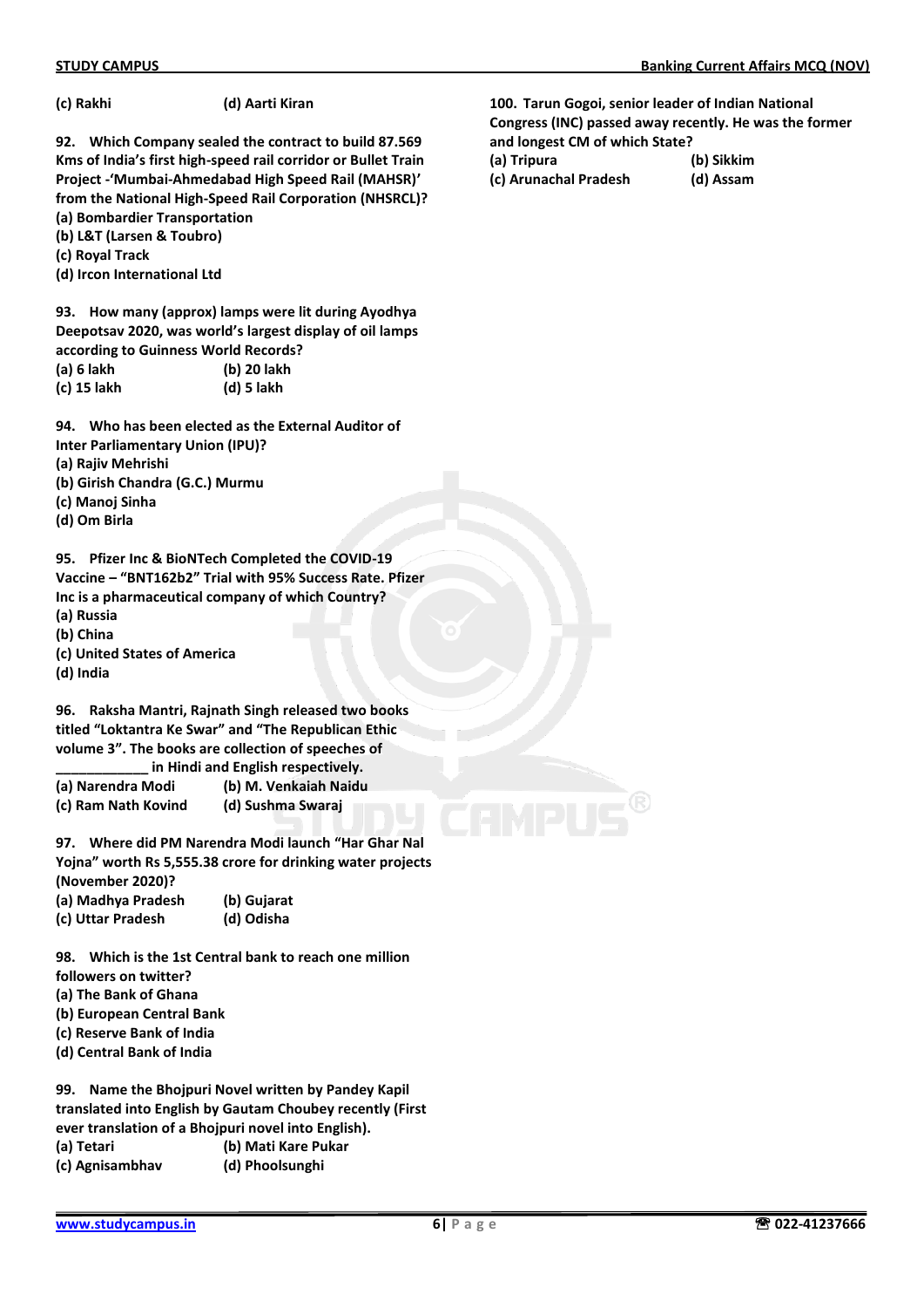**(c) Rakhi** **(d) Aarti Kiran**

**92. Which Company sealed the contract to build 87.569 Kms of India's first high-speed rail corridor or Bullet Train Project -'Mumbai-Ahmedabad High Speed Rail (MAHSR)' from the National High-Speed Rail Corporation (NHSRCL)?**
**(a) Bombardier Transportation**
**(b) L&T (Larsen & Toubro)**
**(c) Royal Track**
**(d) Ircon International Ltd**

**93. How many (approx) lamps were lit during Ayodhya Deepotsav 2020, was world's largest display of oil lamps according to Guinness World Records?**
**(a) 6 lakh** **(b) 20 lakh**
**(c) 15 lakh** **(d) 5 lakh**

**94. Who has been elected as the External Auditor of Inter Parliamentary Union (IPU)?**
**(a) Rajiv Mehrishi**
**(b) Girish Chandra (G.C.) Murmu**
**(c) Manoj Sinha**
**(d) Om Birla**

**95. Pfizer Inc & BioNTech Completed the COVID-19 Vaccine – "BNT162b2" Trial with 95% Success Rate. Pfizer Inc is a pharmaceutical company of which Country?**
**(a) Russia**
**(b) China**
**(c) United States of America**
**(d) India**

**96. Raksha Mantri, Rajnath Singh released two books titled "Loktantra Ke Swar" and "The Republican Ethic volume 3". The books are collection of speeches of ____________ in Hindi and English respectively.**
**(a) Narendra Modi** **(b) M. Venkaiah Naidu**
**(c) Ram Nath Kovind** **(d) Sushma Swaraj**

**97. Where did PM Narendra Modi launch "Har Ghar Nal Yojna" worth Rs 5,555.38 crore for drinking water projects (November 2020)?**
**(a) Madhya Pradesh** **(b) Gujarat**
**(c) Uttar Pradesh** **(d) Odisha**

**98. Which is the 1st Central bank to reach one million followers on twitter?**
**(a) The Bank of Ghana**
**(b) European Central Bank**
**(c) Reserve Bank of India**
**(d) Central Bank of India**

**99. Name the Bhojpuri Novel written by Pandey Kapil translated into English by Gautam Choubey recently (First ever translation of a Bhojpuri novel into English).**
**(a) Tetari** **(b) Mati Kare Pukar**
**(c) Agnisambhav** **(d) Phoolsunghi**

**100. Tarun Gogoi, senior leader of Indian National Congress (INC) passed away recently. He was the former and longest CM of which State?**
**(a) Tripura** **(b) Sikkim**
**(c) Arunachal Pradesh** **(d) Assam**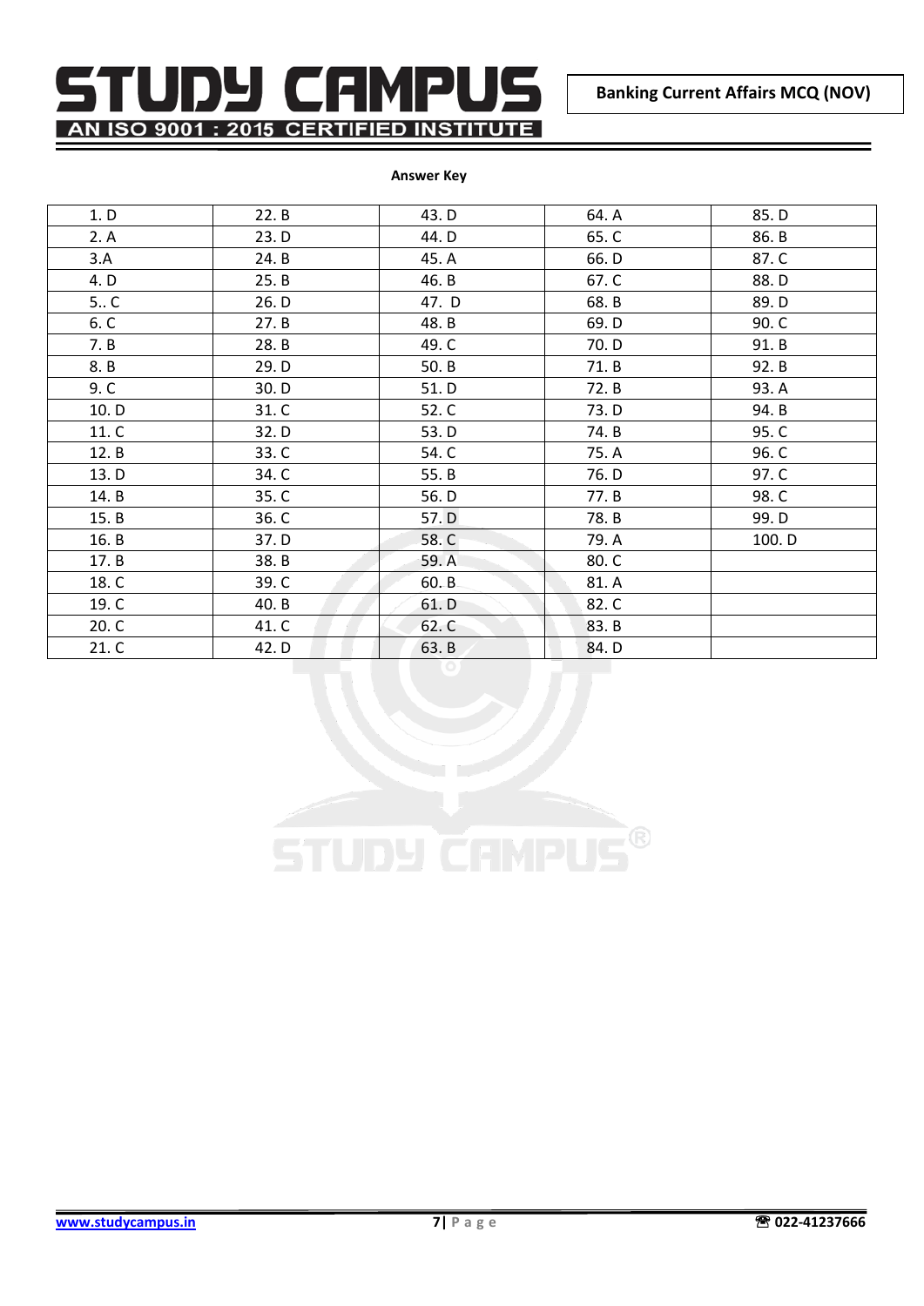**Answer Key**

| | | | | |
|---|---|---|---|---|
| 1. D | 22. B | 43. D | 64. A | 85. D |
| 2. A | 23. D | 44. D | 65. C | 86. B |
| 3.A | 24. B | 45. A | 66. D | 87. C |
| 4. D | 25. B | 46. B | 67. C | 88. D |
| 5.. C | 26. D | 47. D | 68. B | 89. D |
| 6. C | 27. B | 48. B | 69. D | 90. C |
| 7. B | 28. B | 49. C | 70. D | 91. B |
| 8. B | 29. D | 50. B | 71. B | 92. B |
| 9. C | 30. D | 51. D | 72. B | 93. A |
| 10. D | 31. C | 52. C | 73. D | 94. B |
| 11. C | 32. D | 53. D | 74. B | 95. C |
| 12. B | 33. C | 54. C | 75. A | 96. C |
| 13. D | 34. C | 55. B | 76. D | 97. C |
| 14. B | 35. C | 56. D | 77. B | 98. C |
| 15. B | 36. C | 57. D | 78. B | 99. D |
| 16. B | 37. D | 58. C | 79. A | 100. D |
| 17. B | 38. B | 59. A | 80. C | |
| 18. C | 39. C | 60. B | 81. A | |
| 19. C | 40. B | 61. D | 82. C | |
| 20. C | 41. C | 62. C | 83. B | |
| 21. C | 42. D | 63. B | 84. D | |